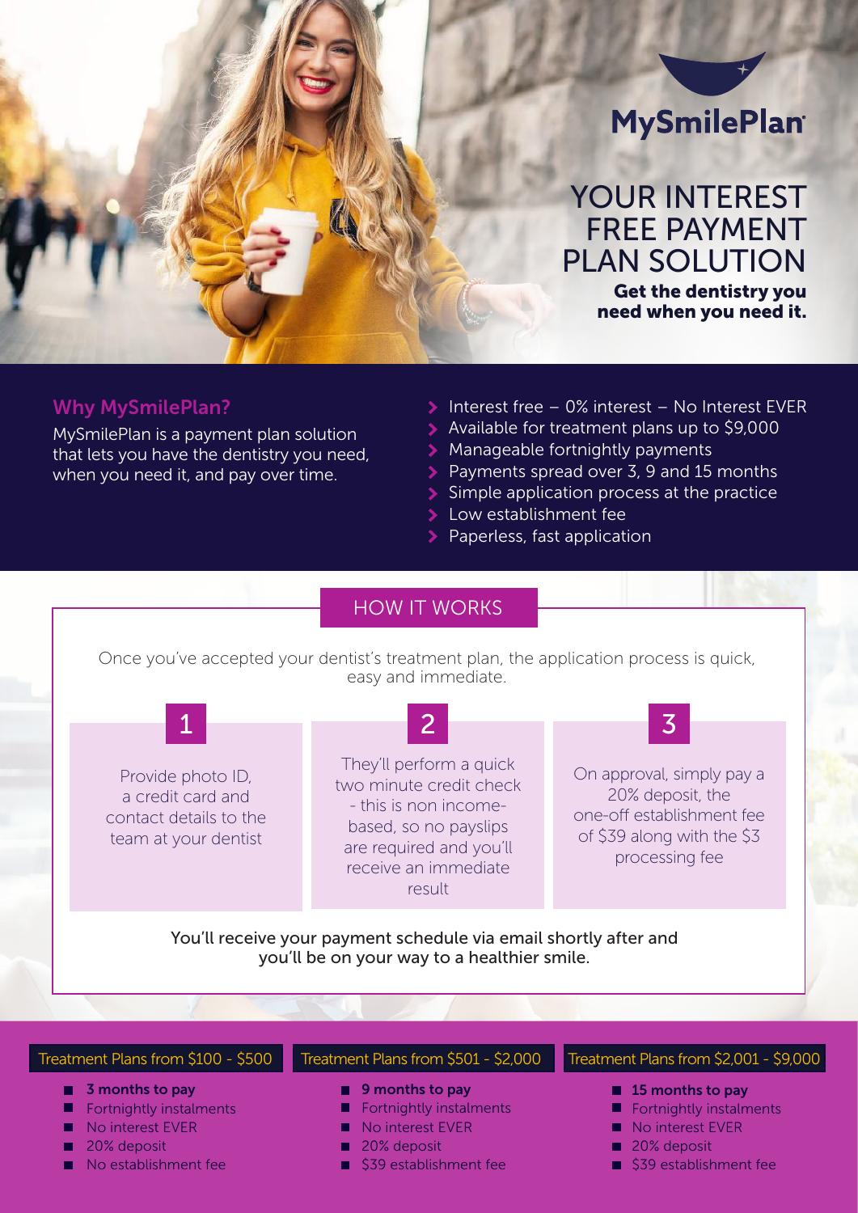# MySmilePlan

## YOUR INTEREST FREE PAYMENT PLAN SOLUTION

**Get the dentistry you need when you need it.**

### Why MySmilePlan?

MySmilePlan is a payment plan solution that lets you have the dentistry you need, when you need it, and pay over time.

- Interest free – 0% interest – No Interest EVER
- Available for treatment plans up to $9,000
- Manageable fortnightly payments
- Payments spread over 3, 9 and 15 months
- Simple application process at the practice
- Low establishment fee
- Paperless, fast application

## HOW IT WORKS

Once you've accepted your dentist's treatment plan, the application process is quick, easy and immediate.

**1**

Provide photo ID, a credit card and contact details to the team at your dentist

**2**

They'll perform a quick two minute credit check - this is non income-based, so no payslips are required and you'll receive an immediate result

**3**

On approval, simply pay a 20% deposit, the one-off establishment fee of $39 along with the $3 processing fee

You'll receive your payment schedule via email shortly after and you'll be on your way to a healthier smile.

### Treatment Plans from $100 - $500

- **3 months to pay**
- Fortnightly instalments
- No interest EVER
- 20% deposit
- No establishment fee

### Treatment Plans from $501 - $2,000

- **9 months to pay**
- Fortnightly instalments
- No interest EVER
- 20% deposit
- $39 establishment fee

### Treatment Plans from $2,001 - $9,000

- **15 months to pay**
- Fortnightly instalments
- No interest EVER
- 20% deposit
- $39 establishment fee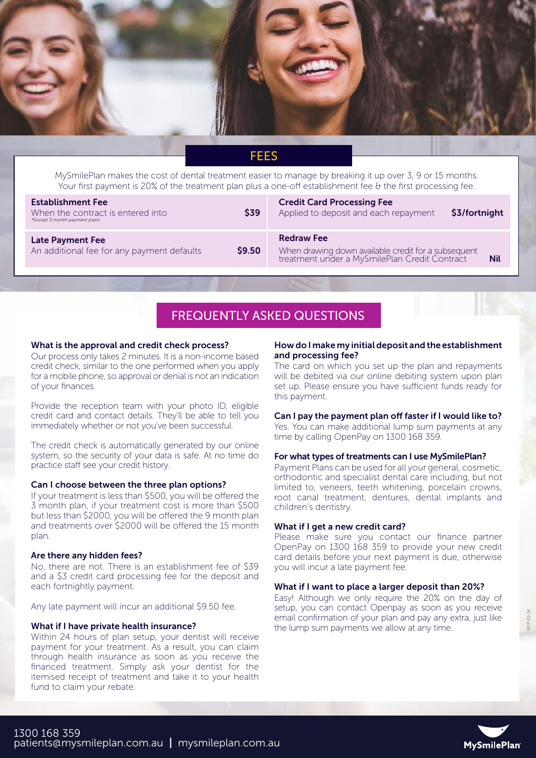## FEES

MySmilePlan makes the cost of dental treatment easier to manage by breaking it up over 3, 9 or 15 months. Your first payment is 20% of the treatment plan plus a one-off establishment fee & the first processing fee.

| | | | |
|---|---|---|---|
| **Establishment Fee** When the contract is entered into *\*Except 3 month payment plans* | **$39** | **Credit Card Processing Fee** Applied to deposit and each repayment | **$3/fortnight** |
| **Late Payment Fee** An additional fee for any payment defaults | **$9.50** | **Redraw Fee** When drawing down available credit for a subsequent treatment under a MySmilePlan Credit Contract | **Nil** |

## FREQUENTLY ASKED QUESTIONS

**What is the approval and credit check process?**

Our process only takes 2 minutes. It is a non-income based credit check, similar to the one performed when you apply for a mobile phone, so approval or denial is not an indication of your finances.

Provide the reception team with your photo ID, eligible credit card and contact details. They'll be able to tell you immediately whether or not you've been successful.

The credit check is automatically generated by our online system, so the security of your data is safe. At no time do practice staff see your credit history.

**Can I choose between the three plan options?**

If your treatment is less than $500, you will be offered the 3 month plan, if your treatment cost is more than $500 but less than $2000, you will be offered the 9 month plan and treatments over $2000 will be offered the 15 month plan.

**Are there any hidden fees?**

No, there are not. There is an establishment fee of $39 and a $3 credit card processing fee for the deposit and each fortnightly payment.

Any late payment will incur an additional $9.50 fee.

**What if I have private health insurance?**

Within 24 hours of plan setup, your dentist will receive payment for your treatment. As a result, you can claim through health insurance as soon as you receive the financed treatment. Simply ask your dentist for the itemised receipt of treatment and take it to your health fund to claim your rebate.

**How do I make my initial deposit and the establishment and processing fee?**

The card on which you set up the plan and repayments will be debited via our online debiting system upon plan set up. Please ensure you have sufficient funds ready for this payment.

**Can I pay the payment plan off faster if I would like to?**

Yes. You can make additional lump sum payments at any time by calling OpenPay on 1300 168 359.

**For what types of treatments can I use MySmilePlan?**

Payment Plans can be used for all your general, cosmetic, orthodontic and specialist dental care including, but not limited to, veneers, teeth whitening, porcelain crowns, root canal treatment, dentures, dental implants and children's dentistry.

**What if I get a new credit card?**

Please make sure you contact our finance partner OpenPay on 1300 168 359 to provide your new credit card details before your next payment is due, otherwise you will incur a late payment fee.

**What if I want to place a larger deposit than 20%?**

Easy! Although we only require the 20% on the day of setup, you can contact Openpay as soon as you receive email confirmation of your plan and pay any extra, just like the lump sum payments we allow at any time.

MSP-01-18

1300 168 359
patients@mysmileplan.com.au | mysmileplan.com.au

MySmilePlan